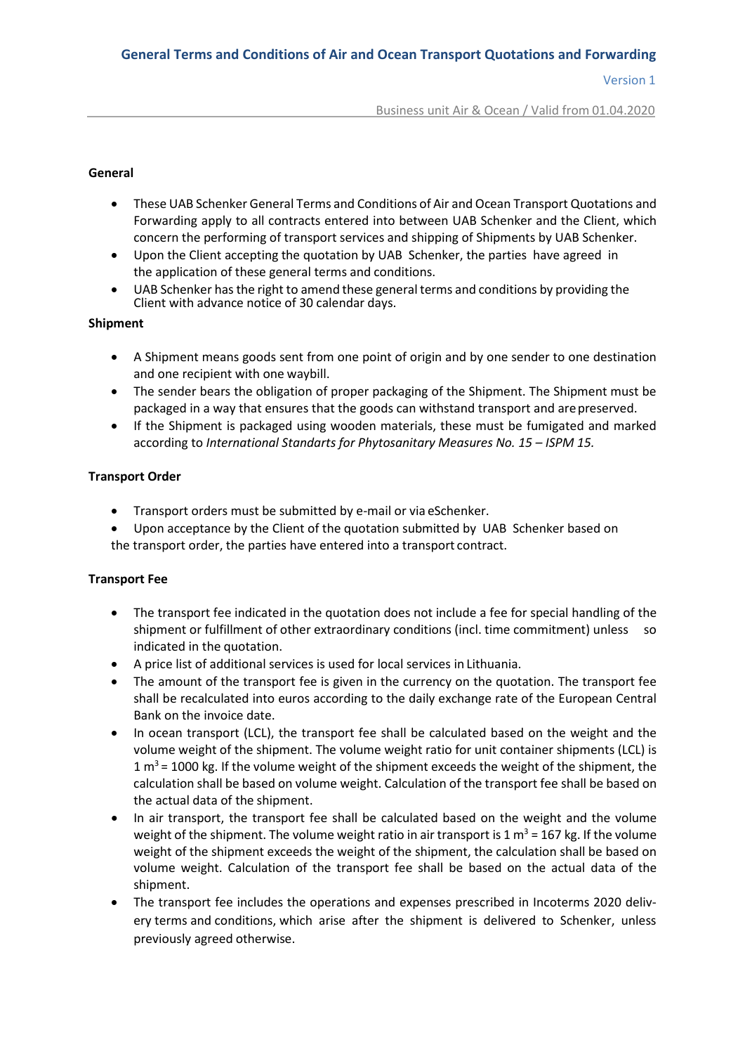# General Terms and Conditions of Air and Ocean Transport Quotations and Forwarding

Version 1

Business unit Air & Ocean / Valid from 01.04.2020

**General**

- These UAB Schenker General Terms and Conditions of Air and Ocean Transport Quotations and Forwarding apply to all contracts entered into between UAB Schenker and the Client, which concern the performing of transport services and shipping of Shipments by UAB Schenker.
- Upon the Client accepting the quotation by UAB Schenker, the parties have agreed in the application of these general terms and conditions.
- UAB Schenker has the right to amend these general terms and conditions by providing the Client with advance notice of 30 calendar days.

**Shipment**

- A Shipment means goods sent from one point of origin and by one sender to one destination and one recipient with one waybill.
- The sender bears the obligation of proper packaging of the Shipment. The Shipment must be packaged in a way that ensures that the goods can withstand transport and are preserved.
- If the Shipment is packaged using wooden materials, these must be fumigated and marked according to *International Standarts for Phytosanitary Measures No. 15 – ISPM 15.*

**Transport Order**

- Transport orders must be submitted by e-mail or via eSchenker.
- Upon acceptance by the Client of the quotation submitted by UAB Schenker based on the transport order, the parties have entered into a transport contract.

**Transport Fee**

- The transport fee indicated in the quotation does not include a fee for special handling of the shipment or fulfillment of other extraordinary conditions (incl. time commitment) unless so indicated in the quotation.
- A price list of additional services is used for local services in Lithuania.
- The amount of the transport fee is given in the currency on the quotation. The transport fee shall be recalculated into euros according to the daily exchange rate of the European Central Bank on the invoice date.
- In ocean transport (LCL), the transport fee shall be calculated based on the weight and the volume weight of the shipment. The volume weight ratio for unit container shipments (LCL) is 1 $m^3$ = 1000 kg. If the volume weight of the shipment exceeds the weight of the shipment, the calculation shall be based on volume weight. Calculation of the transport fee shall be based on the actual data of the shipment.
- In air transport, the transport fee shall be calculated based on the weight and the volume weight of the shipment. The volume weight ratio in air transport is 1 $m^3$ = 167 kg. If the volume weight of the shipment exceeds the weight of the shipment, the calculation shall be based on volume weight. Calculation of the transport fee shall be based on the actual data of the shipment.
- The transport fee includes the operations and expenses prescribed in Incoterms 2020 delivery terms and conditions, which arise after the shipment is delivered to Schenker, unless previously agreed otherwise.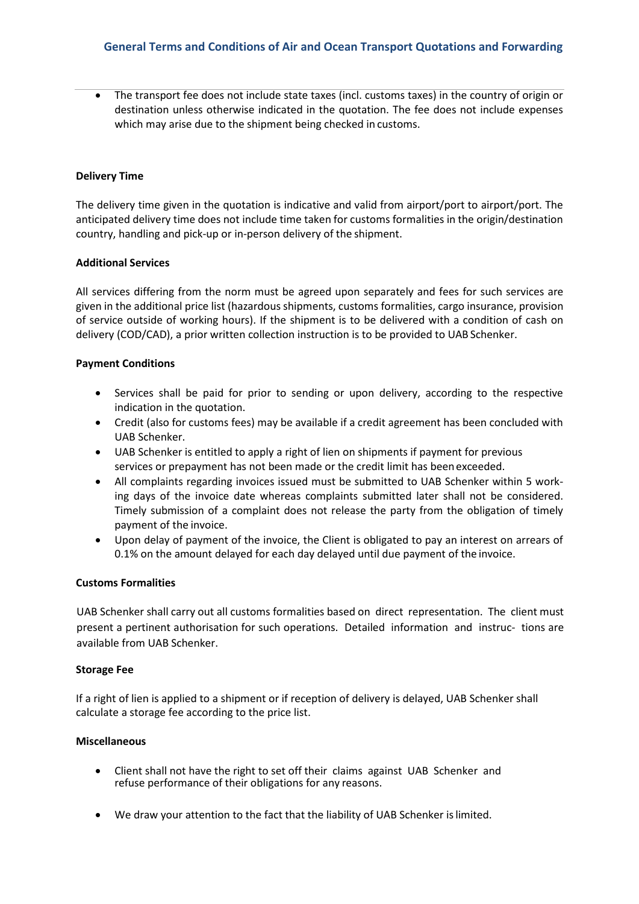- The transport fee does not include state taxes (incl. customs taxes) in the country of origin or destination unless otherwise indicated in the quotation. The fee does not include expenses which may arise due to the shipment being checked in customs.

**Delivery Time**

The delivery time given in the quotation is indicative and valid from airport/port to airport/port. The anticipated delivery time does not include time taken for customs formalities in the origin/destination country, handling and pick-up or in-person delivery of the shipment.

**Additional Services**

All services differing from the norm must be agreed upon separately and fees for such services are given in the additional price list (hazardous shipments, customs formalities, cargo insurance, provision of service outside of working hours). If the shipment is to be delivered with a condition of cash on delivery (COD/CAD), a prior written collection instruction is to be provided to UAB Schenker.

**Payment Conditions**

- Services shall be paid for prior to sending or upon delivery, according to the respective indication in the quotation.
- Credit (also for customs fees) may be available if a credit agreement has been concluded with UAB Schenker.
- UAB Schenker is entitled to apply a right of lien on shipments if payment for previous services or prepayment has not been made or the credit limit has been exceeded.
- All complaints regarding invoices issued must be submitted to UAB Schenker within 5 working days of the invoice date whereas complaints submitted later shall not be considered. Timely submission of a complaint does not release the party from the obligation of timely payment of the invoice.
- Upon delay of payment of the invoice, the Client is obligated to pay an interest on arrears of 0.1% on the amount delayed for each day delayed until due payment of the invoice.

**Customs Formalities**

UAB Schenker shall carry out all customs formalities based on direct representation. The client must present a pertinent authorisation for such operations. Detailed information and instructions are available from UAB Schenker.

**Storage Fee**

If a right of lien is applied to a shipment or if reception of delivery is delayed, UAB Schenker shall calculate a storage fee according to the price list.

**Miscellaneous**

- Client shall not have the right to set off their claims against UAB Schenker and refuse performance of their obligations for any reasons.
- We draw your attention to the fact that the liability of UAB Schenker is limited.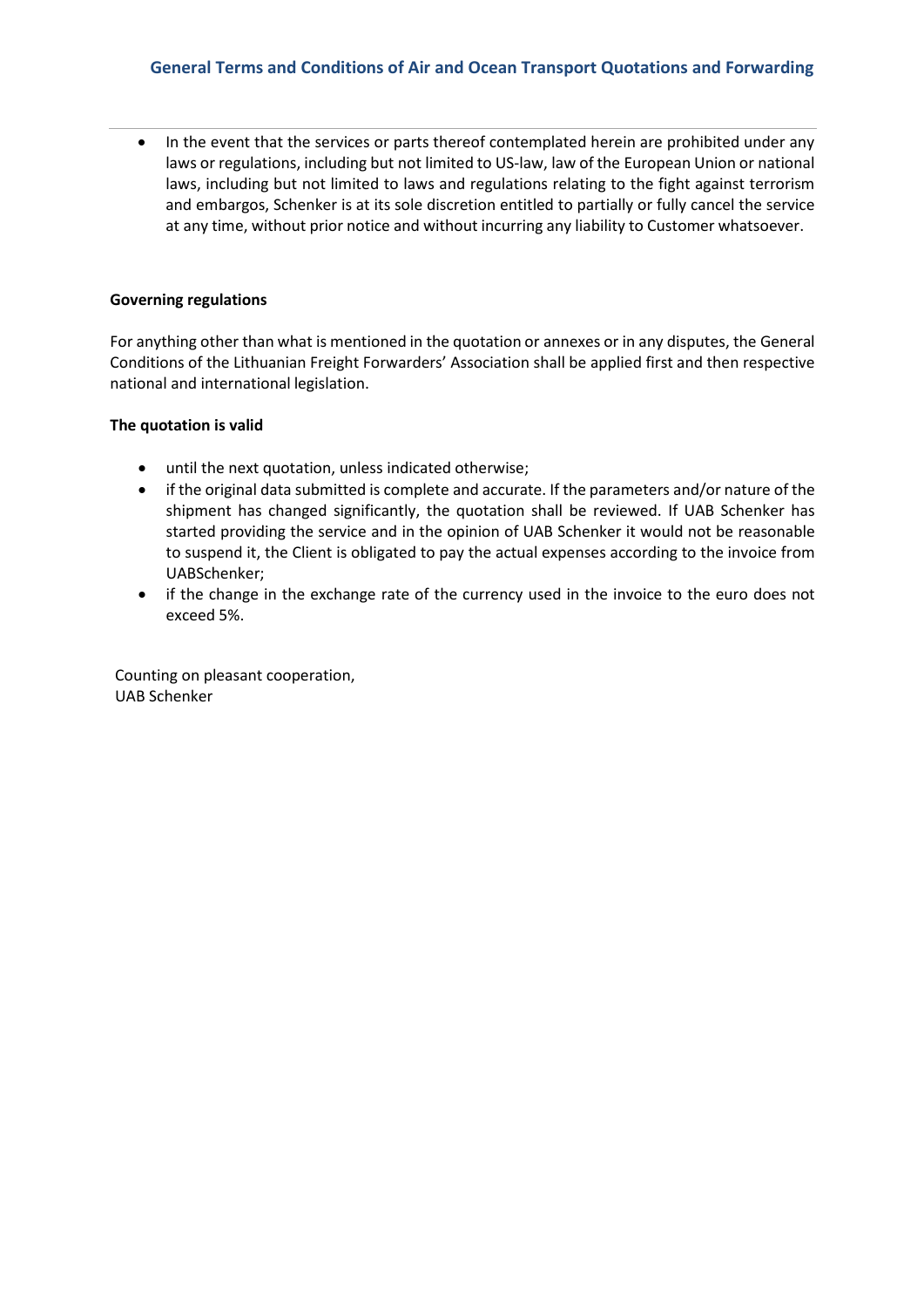- In the event that the services or parts thereof contemplated herein are prohibited under any laws or regulations, including but not limited to US-law, law of the European Union or national laws, including but not limited to laws and regulations relating to the fight against terrorism and embargos, Schenker is at its sole discretion entitled to partially or fully cancel the service at any time, without prior notice and without incurring any liability to Customer whatsoever.

**Governing regulations**

For anything other than what is mentioned in the quotation or annexes or in any disputes, the General Conditions of the Lithuanian Freight Forwarders' Association shall be applied first and then respective national and international legislation.

**The quotation is valid**

- until the next quotation, unless indicated otherwise;
- if the original data submitted is complete and accurate. If the parameters and/or nature of the shipment has changed significantly, the quotation shall be reviewed. If UAB Schenker has started providing the service and in the opinion of UAB Schenker it would not be reasonable to suspend it, the Client is obligated to pay the actual expenses according to the invoice from UABSchenker;
- if the change in the exchange rate of the currency used in the invoice to the euro does not exceed 5%.

Counting on pleasant cooperation,
UAB Schenker